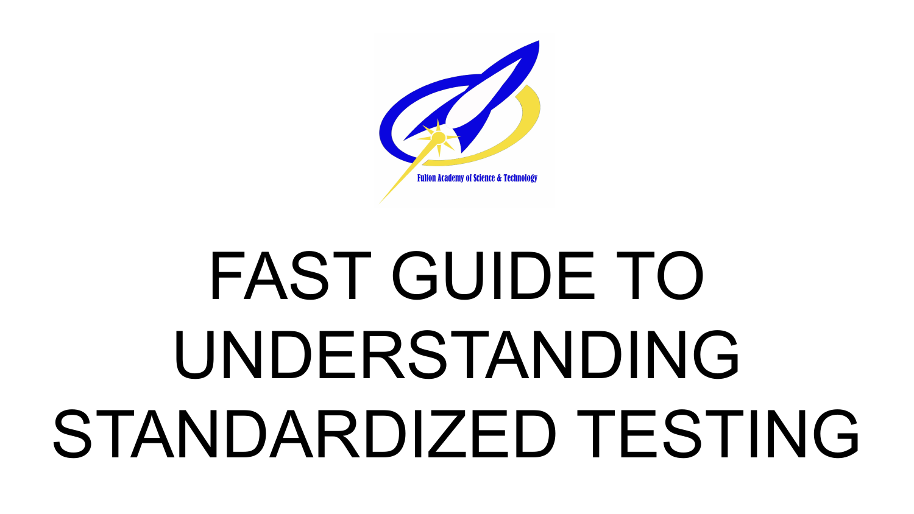Fulton Academy of Science & Technology

# FAST GUIDE TO UNDERSTANDING STANDARDIZED TESTING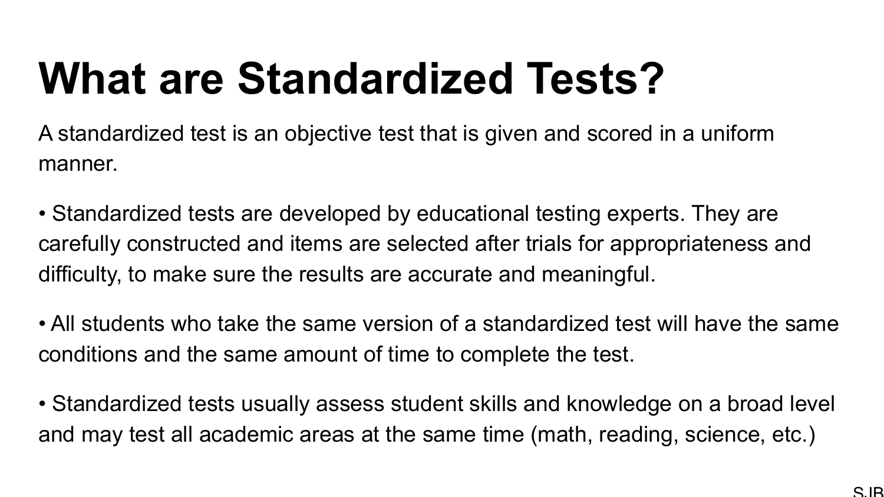# What are Standardized Tests?

A standardized test is an objective test that is given and scored in a uniform manner.

- Standardized tests are developed by educational testing experts. They are carefully constructed and items are selected after trials for appropriateness and difficulty, to make sure the results are accurate and meaningful.

- All students who take the same version of a standardized test will have the same conditions and the same amount of time to complete the test.

- Standardized tests usually assess student skills and knowledge on a broad level and may test all academic areas at the same time (math, reading, science, etc.)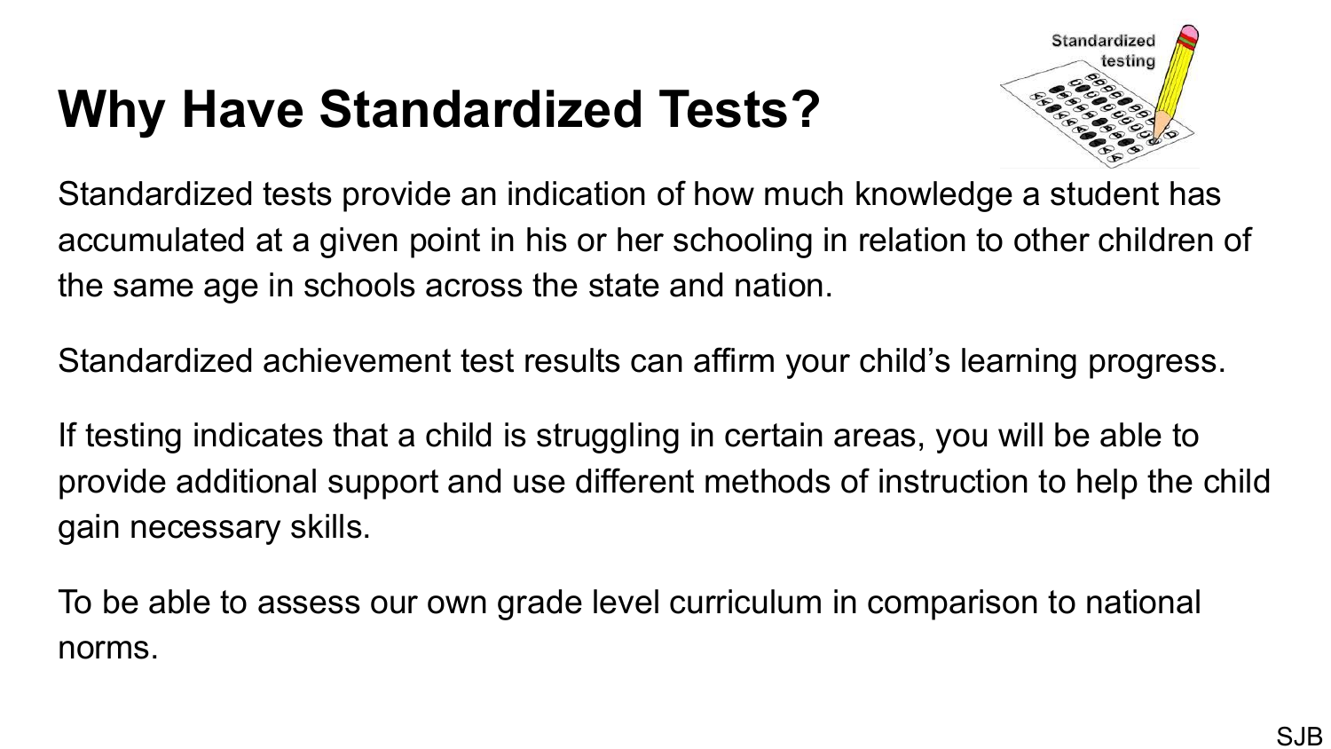# Why Have Standardized Tests?

Standardized tests provide an indication of how much knowledge a student has accumulated at a given point in his or her schooling in relation to other children of the same age in schools across the state and nation.

Standardized achievement test results can affirm your child's learning progress.

If testing indicates that a child is struggling in certain areas, you will be able to provide additional support and use different methods of instruction to help the child gain necessary skills.

To be able to assess our own grade level curriculum in comparison to national norms.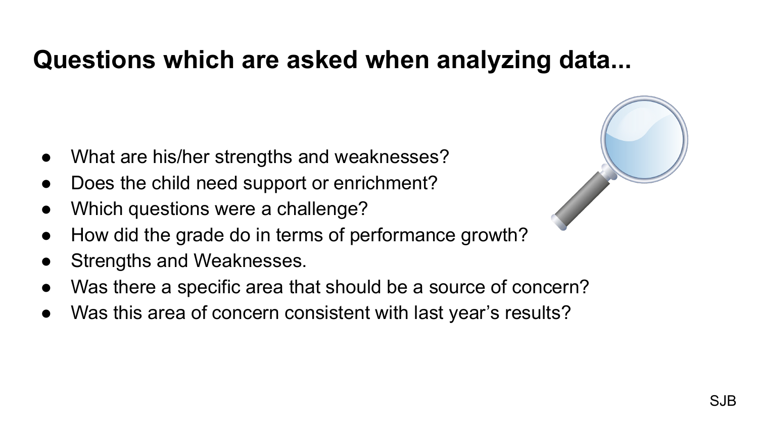# Questions which are asked when analyzing data...

- What are his/her strengths and weaknesses?
- Does the child need support or enrichment?
- Which questions were a challenge?
- How did the grade do in terms of performance growth?
- Strengths and Weaknesses.
- Was there a specific area that should be a source of concern?
- Was this area of concern consistent with last year's results?

SJB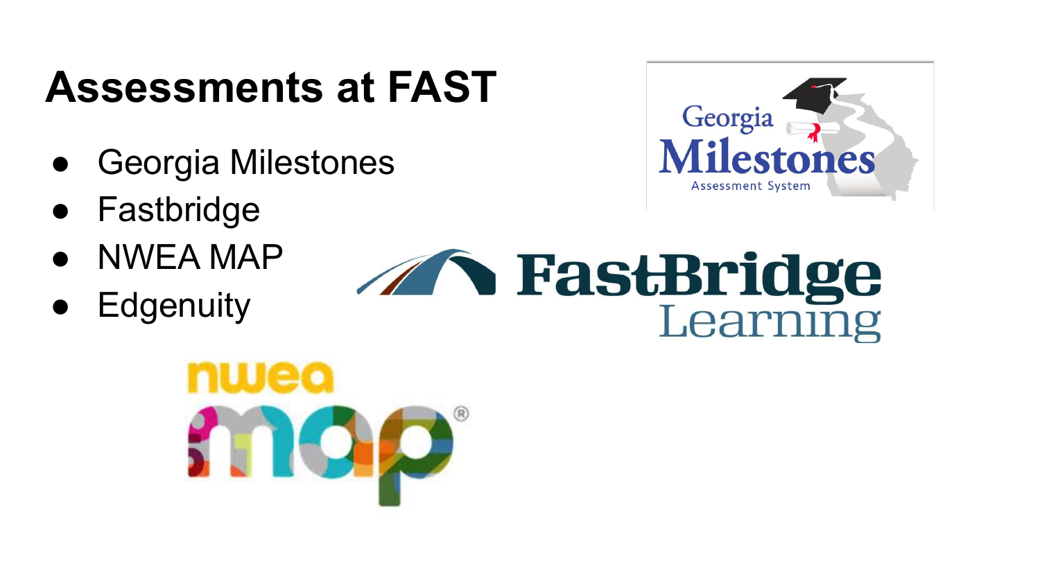# Assessments at FAST

- Georgia Milestones
- Fastbridge
- NWEA MAP
- Edgenuity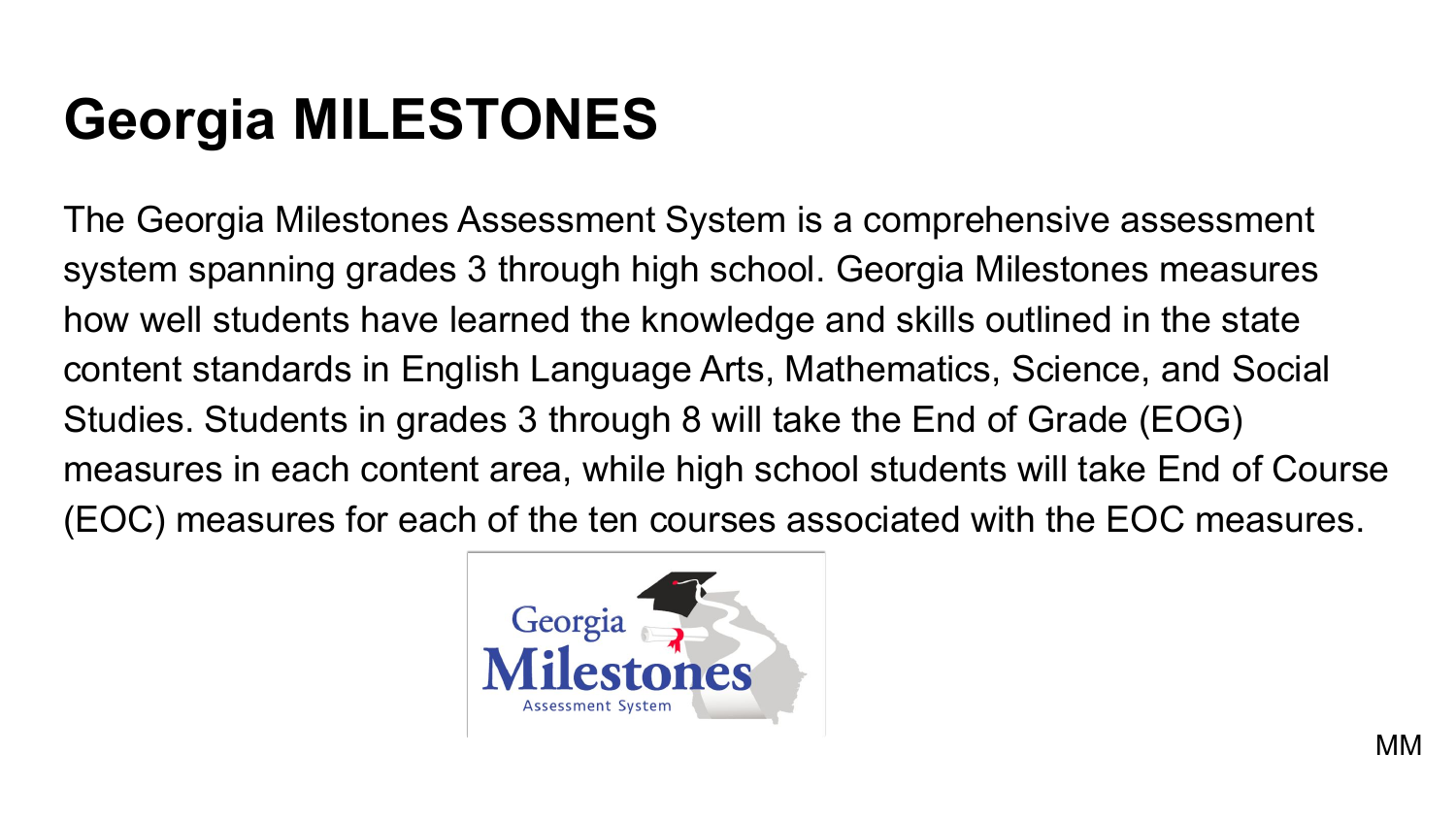# Georgia MILESTONES

The Georgia Milestones Assessment System is a comprehensive assessment system spanning grades 3 through high school. Georgia Milestones measures how well students have learned the knowledge and skills outlined in the state content standards in English Language Arts, Mathematics, Science, and Social Studies. Students in grades 3 through 8 will take the End of Grade (EOG) measures in each content area, while high school students will take End of Course (EOC) measures for each of the ten courses associated with the EOC measures.

MM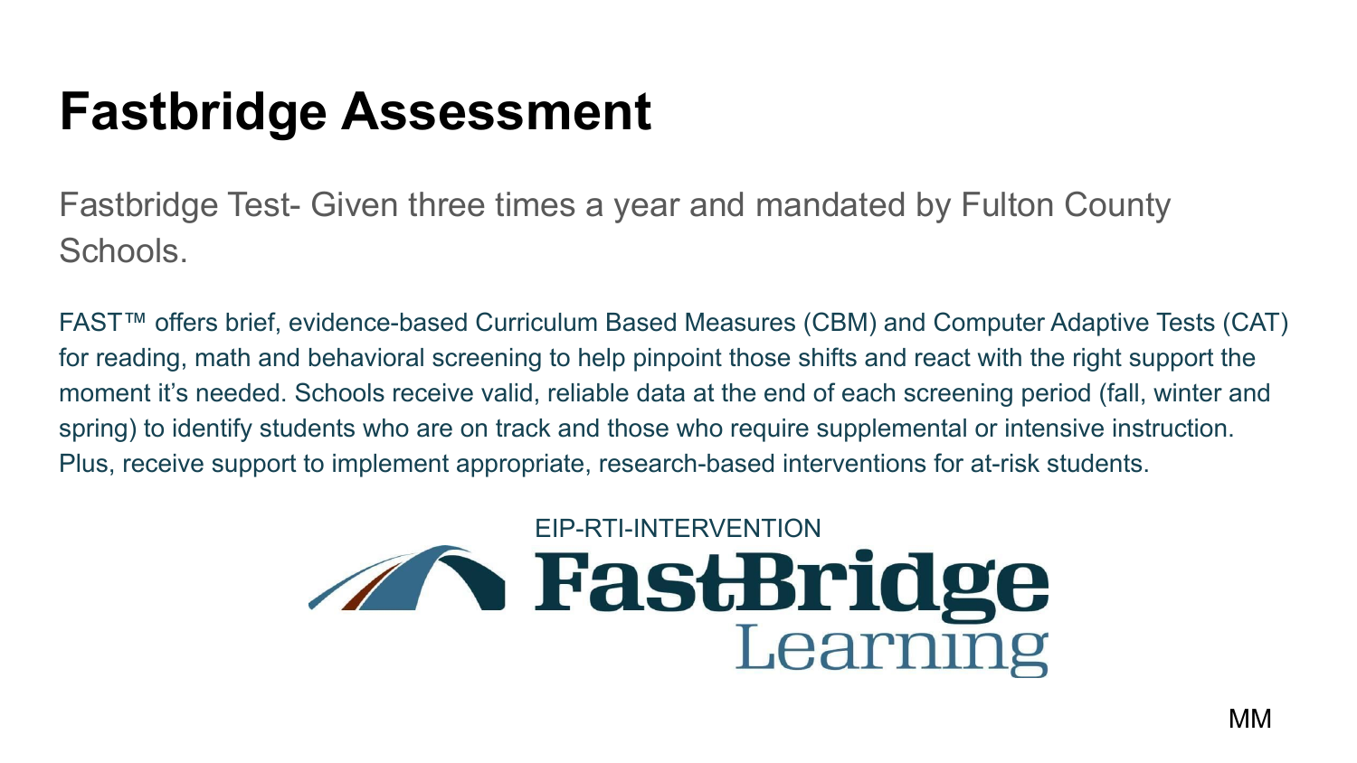# Fastbridge Assessment

Fastbridge Test- Given three times a year and mandated by Fulton County Schools.

FAST™ offers brief, evidence-based Curriculum Based Measures (CBM) and Computer Adaptive Tests (CAT) for reading, math and behavioral screening to help pinpoint those shifts and react with the right support the moment it's needed. Schools receive valid, reliable data at the end of each screening period (fall, winter and spring) to identify students who are on track and those who require supplemental or intensive instruction. Plus, receive support to implement appropriate, research-based interventions for at-risk students.

EIP-RTI-INTERVENTION

FastBridge Learning

MM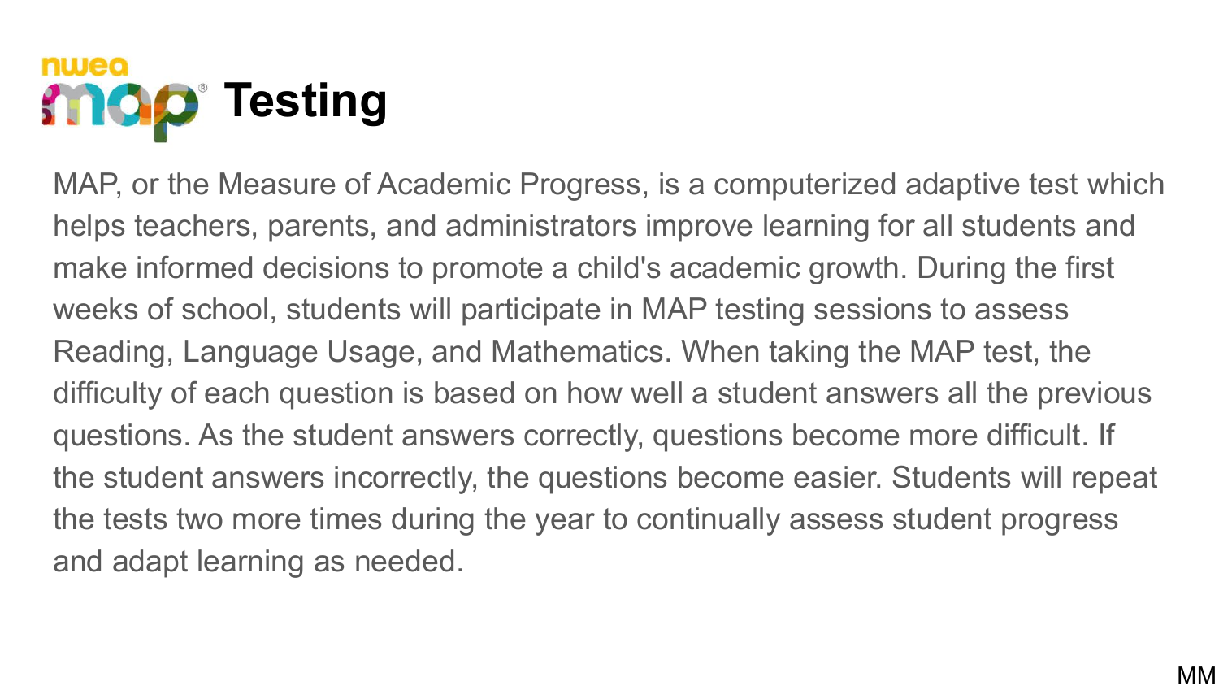# nwea map® Testing

MAP, or the Measure of Academic Progress, is a computerized adaptive test which helps teachers, parents, and administrators improve learning for all students and make informed decisions to promote a child's academic growth. During the first weeks of school, students will participate in MAP testing sessions to assess Reading, Language Usage, and Mathematics. When taking the MAP test, the difficulty of each question is based on how well a student answers all the previous questions. As the student answers correctly, questions become more difficult. If the student answers incorrectly, the questions become easier. Students will repeat the tests two more times during the year to continually assess student progress and adapt learning as needed.

MM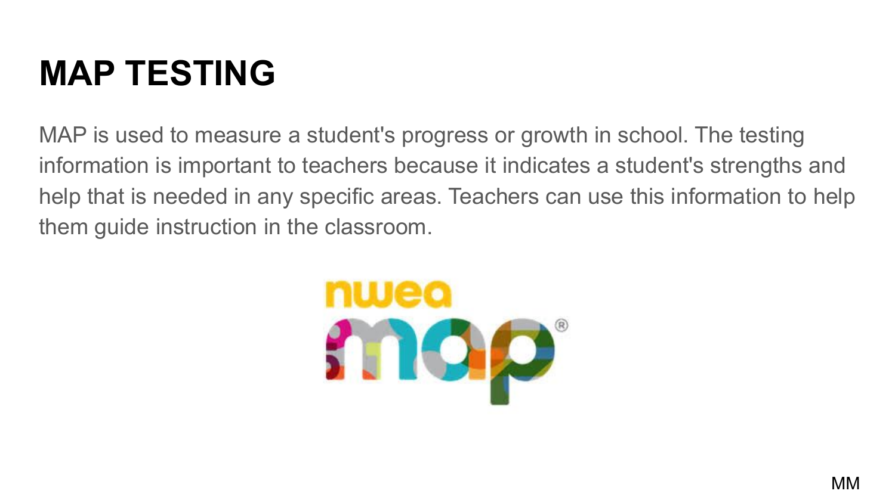# MAP TESTING

MAP is used to measure a student's progress or growth in school. The testing information is important to teachers because it indicates a student's strengths and help that is needed in any specific areas. Teachers can use this information to help them guide instruction in the classroom.

MM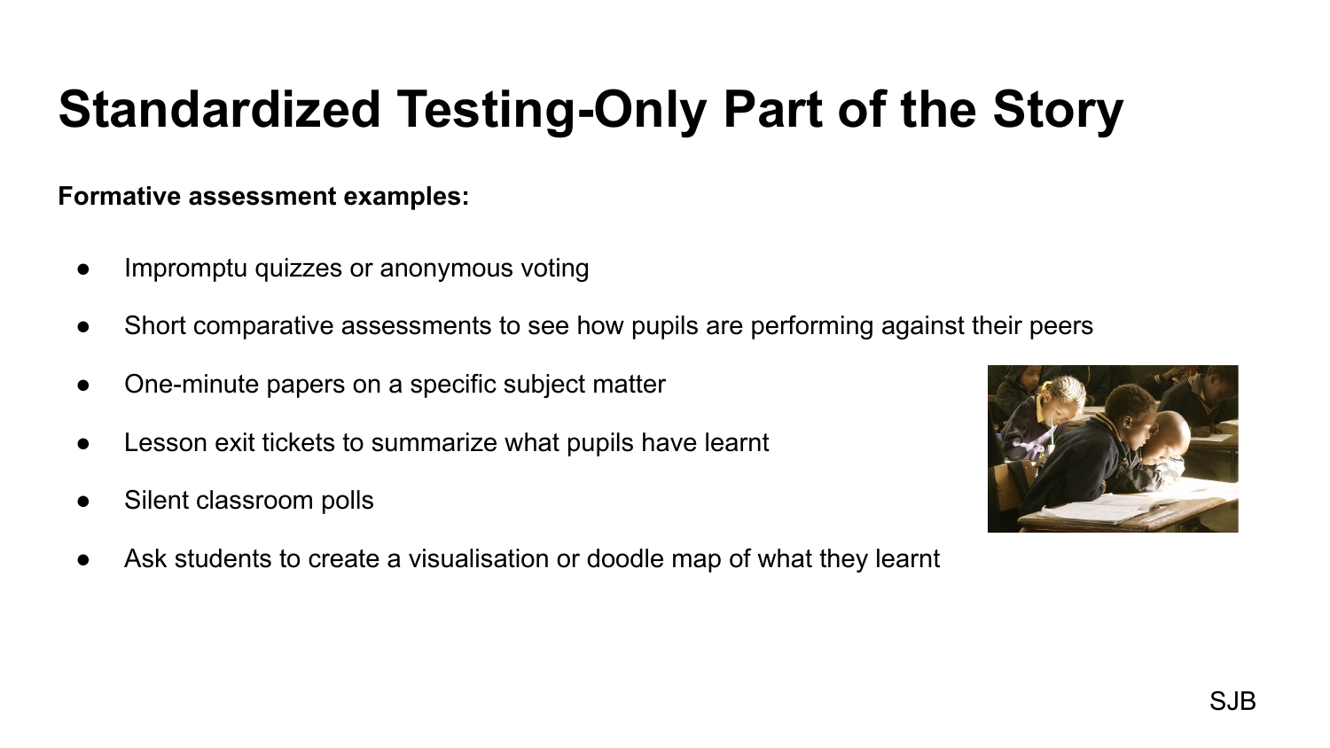# Standardized Testing-Only Part of the Story

**Formative assessment examples:**

- Impromptu quizzes or anonymous voting
- Short comparative assessments to see how pupils are performing against their peers
- One-minute papers on a specific subject matter
- Lesson exit tickets to summarize what pupils have learnt
- Silent classroom polls
- Ask students to create a visualisation or doodle map of what they learnt

SJB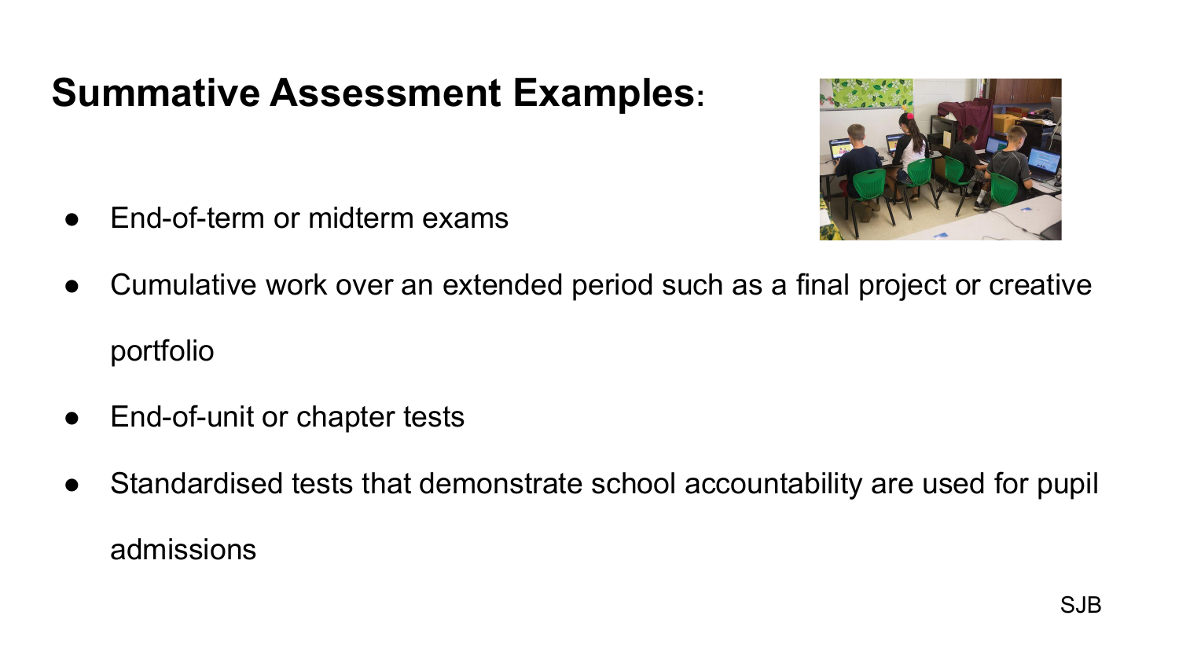# Summative Assessment Examples:

- End-of-term or midterm exams
- Cumulative work over an extended period such as a final project or creative portfolio
- End-of-unit or chapter tests
- Standardised tests that demonstrate school accountability are used for pupil admissions

SJB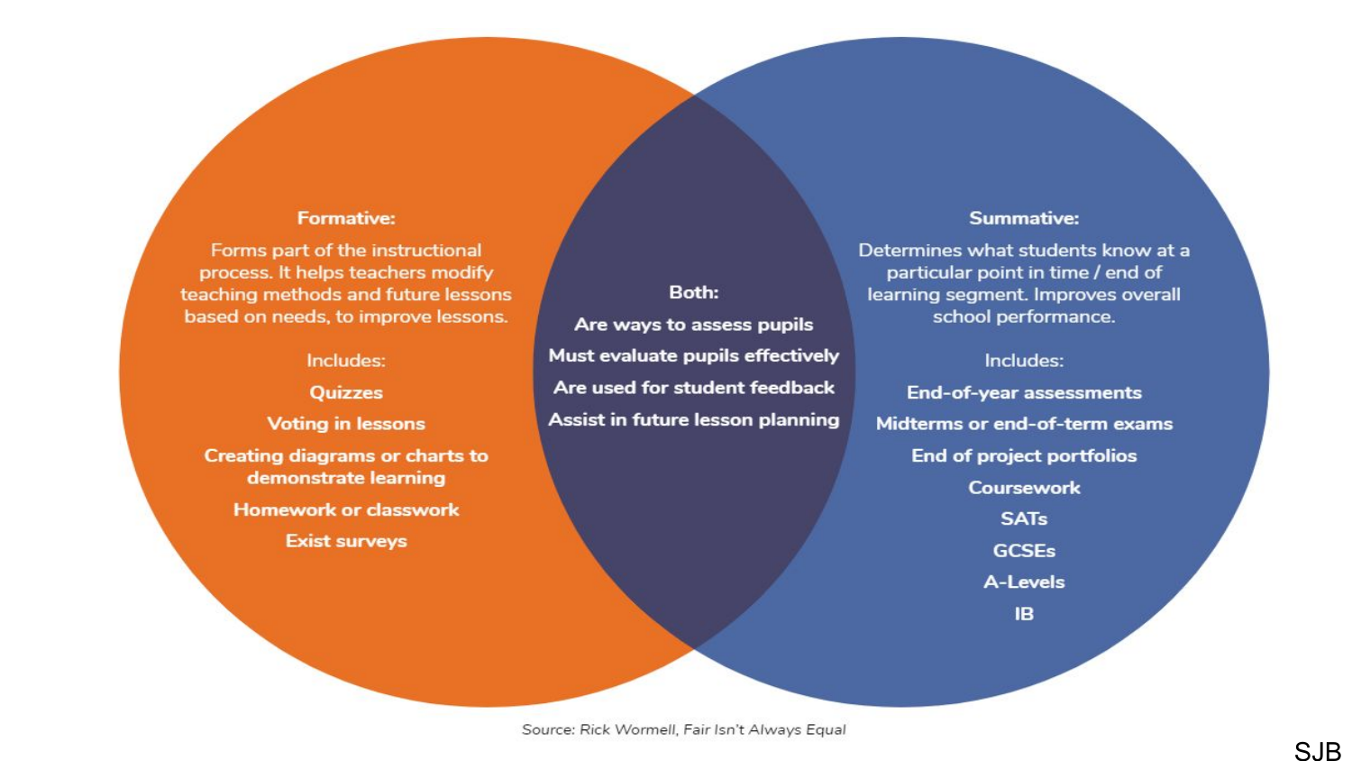**Formative:**

Forms part of the instructional process. It helps teachers modify teaching methods and future lessons based on needs, to improve lessons.

Includes:

- **Quizzes**
- **Voting in lessons**
- **Creating diagrams or charts to demonstrate learning**
- **Homework or classwork**
- **Exist surveys**

**Both:**

- **Are ways to assess pupils**
- **Must evaluate pupils effectively**
- **Are used for student feedback**
- **Assist in future lesson planning**

**Summative:**

Determines what students know at a particular point in time / end of learning segment. Improves overall school performance.

Includes:

- **End-of-year assessments**
- **Midterms or end-of-term exams**
- **End of project portfolios**
- **Coursework**
- **SATs**
- **GCSEs**
- **A-Levels**
- **IB**

*Source: Rick Wormell, Fair Isn't Always Equal*

SJB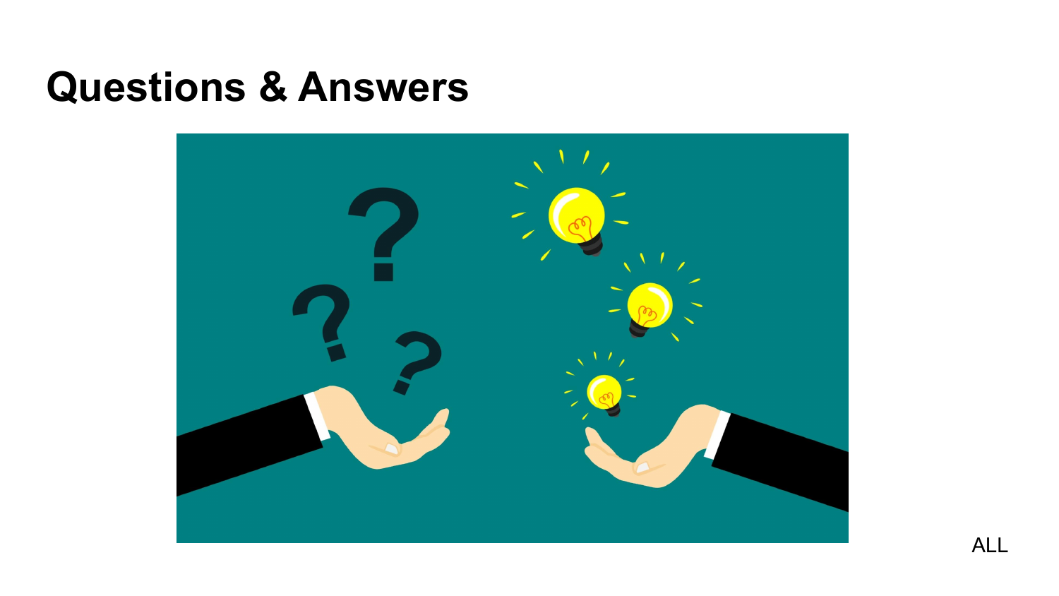# Questions & Answers

ALL